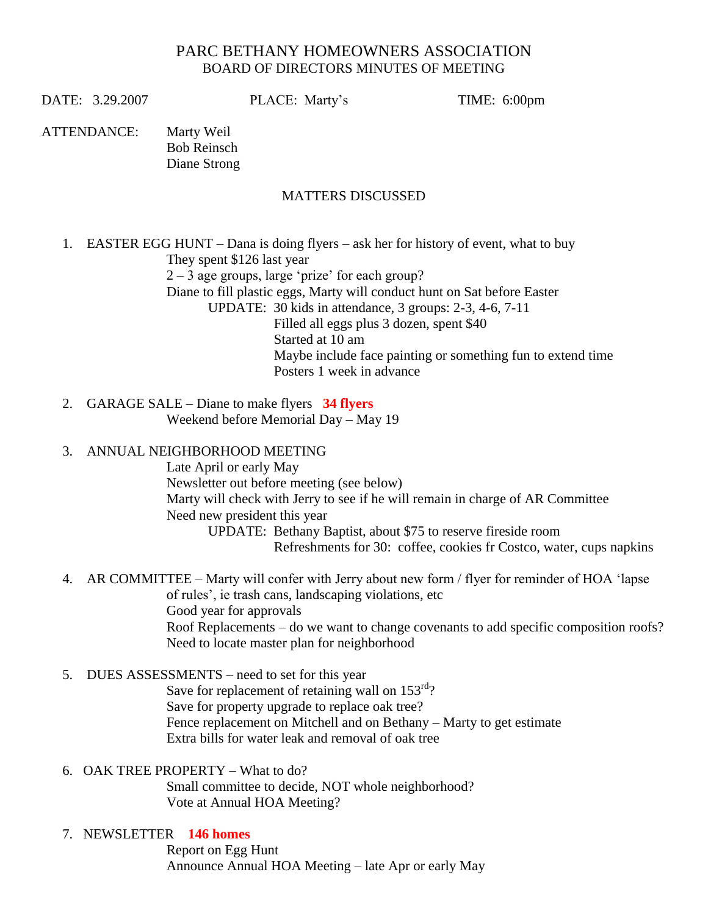# PARC BETHANY HOMEOWNERS ASSOCIATION

## BOARD OF DIRECTORS MINUTES OF MEETING

DATE: 3.29.2007 PLACE: Marty's TIME: 6:00pm

ATTENDANCE: Marty Weil
Bob Reinsch
Diane Strong

### MATTERS DISCUSSED

1. EASTER EGG HUNT – Dana is doing flyers – ask her for history of event, what to buy
   They spent $126 last year
   2 – 3 age groups, large 'prize' for each group?
   Diane to fill plastic eggs, Marty will conduct hunt on Sat before Easter
   UPDATE: 30 kids in attendance, 3 groups: 2-3, 4-6, 7-11
   Filled all eggs plus 3 dozen, spent $40
   Started at 10 am
   Maybe include face painting or something fun to extend time
   Posters 1 week in advance

2. GARAGE SALE – Diane to make flyers **34 flyers**
   Weekend before Memorial Day – May 19

3. ANNUAL NEIGHBORHOOD MEETING
   Late April or early May
   Newsletter out before meeting (see below)
   Marty will check with Jerry to see if he will remain in charge of AR Committee
   Need new president this year
   UPDATE: Bethany Baptist, about $75 to reserve fireside room
   Refreshments for 30: coffee, cookies fr Costco, water, cups napkins

4. AR COMMITTEE – Marty will confer with Jerry about new form / flyer for reminder of HOA 'lapse of rules', ie trash cans, landscaping violations, etc
   Good year for approvals
   Roof Replacements – do we want to change covenants to add specific composition roofs?
   Need to locate master plan for neighborhood

5. DUES ASSESSMENTS – need to set for this year
   Save for replacement of retaining wall on 153rd?
   Save for property upgrade to replace oak tree?
   Fence replacement on Mitchell and on Bethany – Marty to get estimate
   Extra bills for water leak and removal of oak tree

6. OAK TREE PROPERTY – What to do?
   Small committee to decide, NOT whole neighborhood?
   Vote at Annual HOA Meeting?

7. NEWSLETTER **146 homes**
   Report on Egg Hunt
   Announce Annual HOA Meeting – late Apr or early May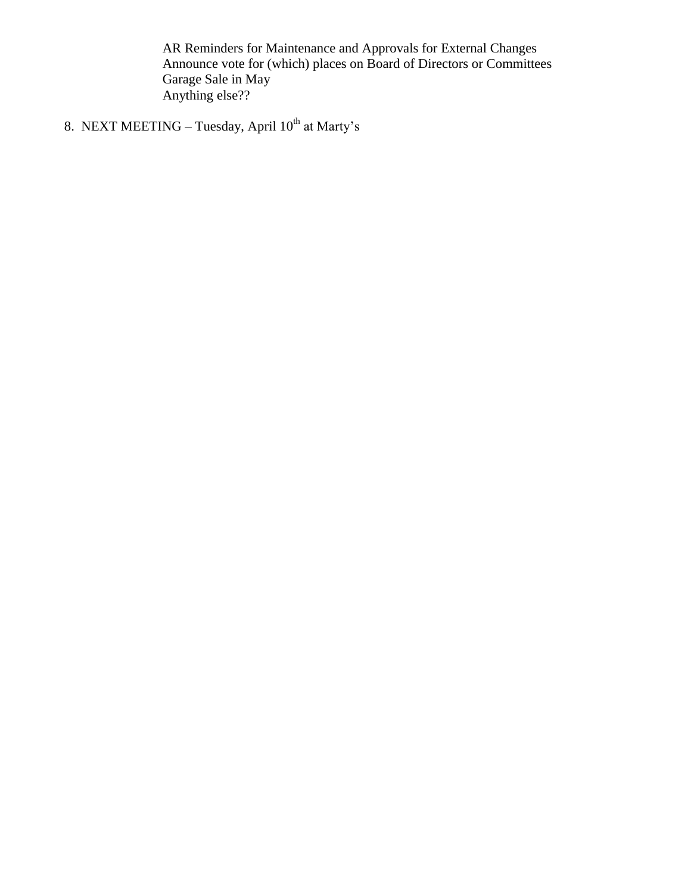AR Reminders for Maintenance and Approvals for External Changes
Announce vote for (which) places on Board of Directors or Committees
Garage Sale in May
Anything else??

8. NEXT MEETING – Tuesday, April 10th at Marty's